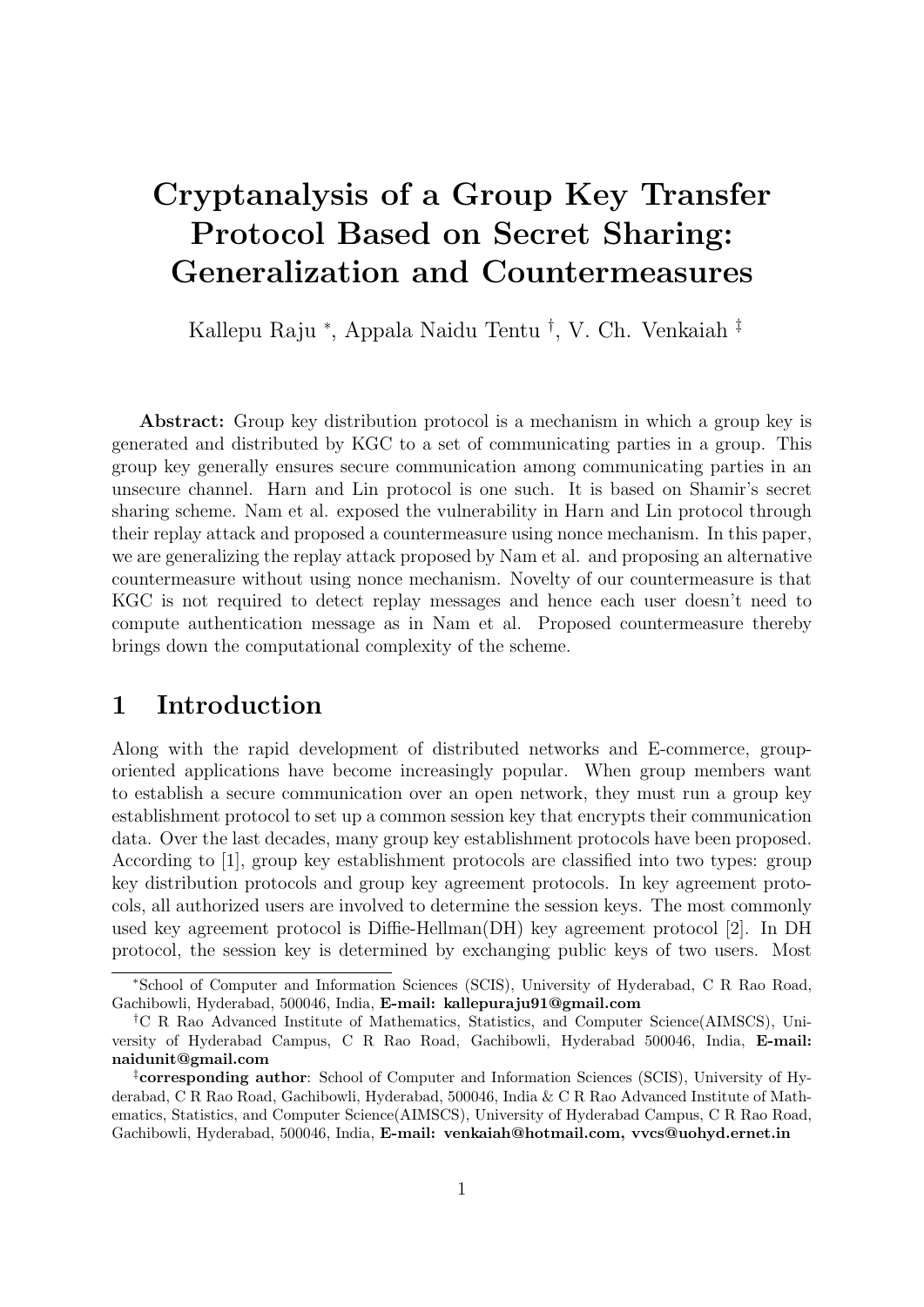# Cryptanalysis of a Group Key Transfer Protocol Based on Secret Sharing: Generalization and Countermeasures

Kallepu Raju [*], Appala Naidu Tentu [†], V. Ch. Venkaiah [‡]

**Abstract:** Group key distribution protocol is a mechanism in which a group key is generated and distributed by KGC to a set of communicating parties in a group. This group key generally ensures secure communication among communicating parties in an unsecure channel. Harn and Lin protocol is one such. It is based on Shamir's secret sharing scheme. Nam et al. exposed the vulnerability in Harn and Lin protocol through their replay attack and proposed a countermeasure using nonce mechanism. In this paper, we are generalizing the replay attack proposed by Nam et al. and proposing an alternative countermeasure without using nonce mechanism. Novelty of our countermeasure is that KGC is not required to detect replay messages and hence each user doesn't need to compute authentication message as in Nam et al. Proposed countermeasure thereby brings down the computational complexity of the scheme.

## 1 Introduction

Along with the rapid development of distributed networks and E-commerce, group-oriented applications have become increasingly popular. When group members want to establish a secure communication over an open network, they must run a group key establishment protocol to set up a common session key that encrypts their communication data. Over the last decades, many group key establishment protocols have been proposed. According to [1], group key establishment protocols are classified into two types: group key distribution protocols and group key agreement protocols. In key agreement protocols, all authorized users are involved to determine the session keys. The most commonly used key agreement protocol is Diffie-Hellman(DH) key agreement protocol [2]. In DH protocol, the session key is determined by exchanging public keys of two users. Most

---

[*] School of Computer and Information Sciences (SCIS), University of Hyderabad, C R Rao Road, Gachibowli, Hyderabad, 500046, India, **E-mail: kallepuraju91@gmail.com**

[†] C R Rao Advanced Institute of Mathematics, Statistics, and Computer Science(AIMSCS), University of Hyderabad Campus, C R Rao Road, Gachibowli, Hyderabad 500046, India, **E-mail: naidunit@gmail.com**

[‡] **corresponding author**: School of Computer and Information Sciences (SCIS), University of Hyderabad, C R Rao Road, Gachibowli, Hyderabad, 500046, India & C R Rao Advanced Institute of Mathematics, Statistics, and Computer Science(AIMSCS), University of Hyderabad Campus, C R Rao Road, Gachibowli, Hyderabad, 500046, India, **E-mail: venkaiah@hotmail.com, vvcs@uohyd.ernet.in**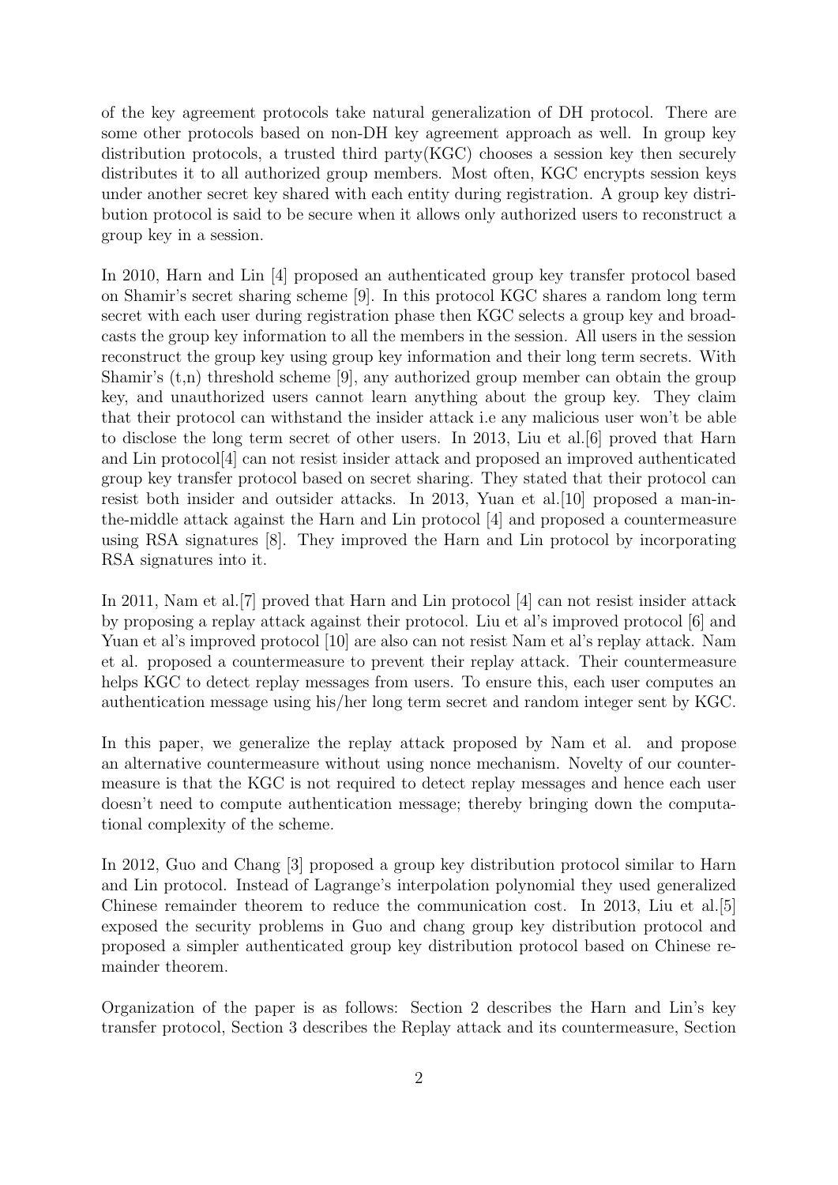of the key agreement protocols take natural generalization of DH protocol. There are some other protocols based on non-DH key agreement approach as well. In group key distribution protocols, a trusted third party(KGC) chooses a session key then securely distributes it to all authorized group members. Most often, KGC encrypts session keys under another secret key shared with each entity during registration. A group key distribution protocol is said to be secure when it allows only authorized users to reconstruct a group key in a session.

In 2010, Harn and Lin [4] proposed an authenticated group key transfer protocol based on Shamir's secret sharing scheme [9]. In this protocol KGC shares a random long term secret with each user during registration phase then KGC selects a group key and broadcasts the group key information to all the members in the session. All users in the session reconstruct the group key using group key information and their long term secrets. With Shamir's (t,n) threshold scheme [9], any authorized group member can obtain the group key, and unauthorized users cannot learn anything about the group key. They claim that their protocol can withstand the insider attack i.e any malicious user won't be able to disclose the long term secret of other users. In 2013, Liu et al.[6] proved that Harn and Lin protocol[4] can not resist insider attack and proposed an improved authenticated group key transfer protocol based on secret sharing. They stated that their protocol can resist both insider and outsider attacks. In 2013, Yuan et al.[10] proposed a man-in-the-middle attack against the Harn and Lin protocol [4] and proposed a countermeasure using RSA signatures [8]. They improved the Harn and Lin protocol by incorporating RSA signatures into it.

In 2011, Nam et al.[7] proved that Harn and Lin protocol [4] can not resist insider attack by proposing a replay attack against their protocol. Liu et al's improved protocol [6] and Yuan et al's improved protocol [10] are also can not resist Nam et al's replay attack. Nam et al. proposed a countermeasure to prevent their replay attack. Their countermeasure helps KGC to detect replay messages from users. To ensure this, each user computes an authentication message using his/her long term secret and random integer sent by KGC.

In this paper, we generalize the replay attack proposed by Nam et al. and propose an alternative countermeasure without using nonce mechanism. Novelty of our countermeasure is that the KGC is not required to detect replay messages and hence each user doesn't need to compute authentication message; thereby bringing down the computational complexity of the scheme.

In 2012, Guo and Chang [3] proposed a group key distribution protocol similar to Harn and Lin protocol. Instead of Lagrange's interpolation polynomial they used generalized Chinese remainder theorem to reduce the communication cost. In 2013, Liu et al.[5] exposed the security problems in Guo and chang group key distribution protocol and proposed a simpler authenticated group key distribution protocol based on Chinese remainder theorem.

Organization of the paper is as follows: Section 2 describes the Harn and Lin's key transfer protocol, Section 3 describes the Replay attack and its countermeasure, Section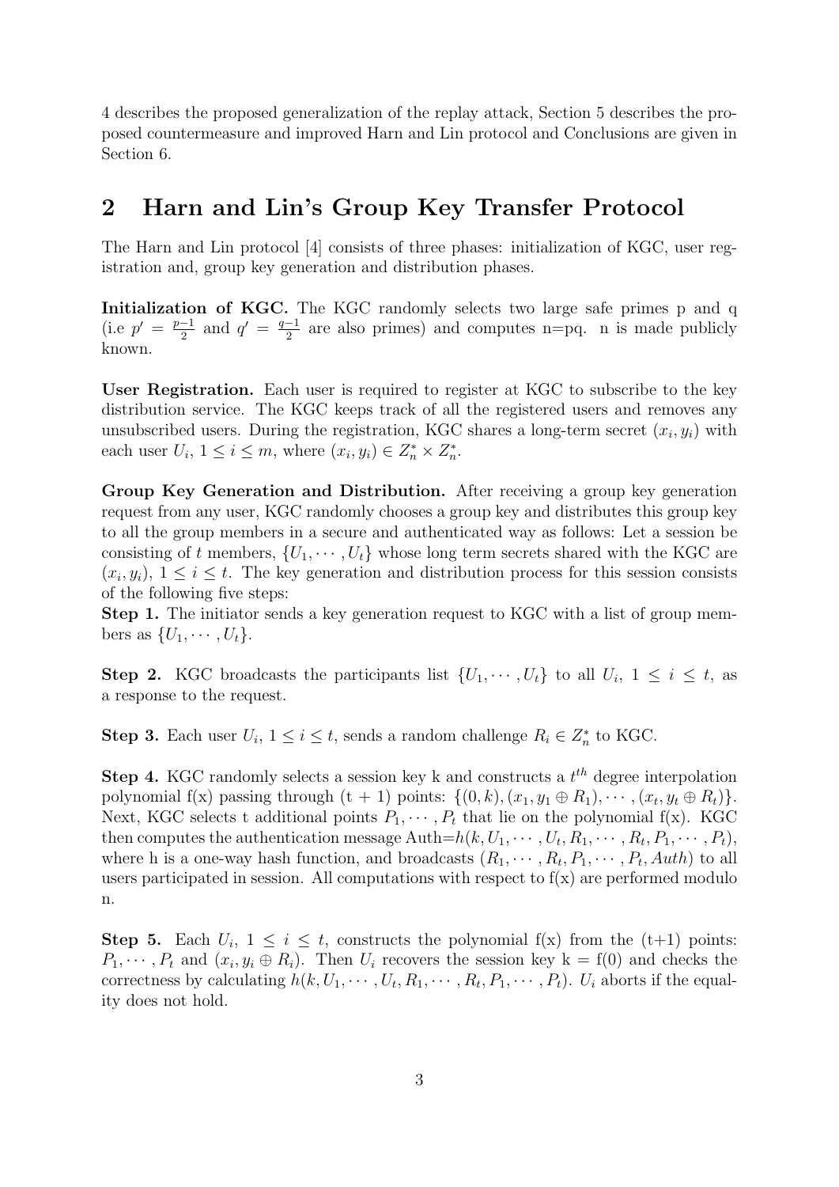4 describes the proposed generalization of the replay attack, Section 5 describes the proposed countermeasure and improved Harn and Lin protocol and Conclusions are given in Section 6.

## 2 Harn and Lin's Group Key Transfer Protocol

The Harn and Lin protocol [4] consists of three phases: initialization of KGC, user registration and, group key generation and distribution phases.

**Initialization of KGC.** The KGC randomly selects two large safe primes p and q (i.e $p' = \frac{p-1}{2}$ and $q' = \frac{q-1}{2}$ are also primes) and computes n=pq. n is made publicly known.

**User Registration.** Each user is required to register at KGC to subscribe to the key distribution service. The KGC keeps track of all the registered users and removes any unsubscribed users. During the registration, KGC shares a long-term secret $(x_i, y_i)$ with each user $U_i$, $1 \leq i \leq m$, where $(x_i, y_i) \in Z_n^* \times Z_n^*$.

**Group Key Generation and Distribution.** After receiving a group key generation request from any user, KGC randomly chooses a group key and distributes this group key to all the group members in a secure and authenticated way as follows: Let a session be consisting of $t$ members, $\{U_1, \cdots, U_t\}$ whose long term secrets shared with the KGC are $(x_i, y_i)$, $1 \leq i \leq t$. The key generation and distribution process for this session consists of the following five steps:

**Step 1.** The initiator sends a key generation request to KGC with a list of group members as $\{U_1, \cdots, U_t\}$.

**Step 2.** KGC broadcasts the participants list $\{U_1, \cdots, U_t\}$ to all $U_i$, $1 \leq i \leq t$, as a response to the request.

**Step 3.** Each user $U_i$, $1 \leq i \leq t$, sends a random challenge $R_i \in Z_n^*$ to KGC.

**Step 4.** KGC randomly selects a session key k and constructs a $t^{th}$ degree interpolation polynomial f(x) passing through (t + 1) points: $\{(0, k), (x_1, y_1 \oplus R_1), \cdots, (x_t, y_t \oplus R_t)\}$. Next, KGC selects t additional points $P_1, \cdots, P_t$ that lie on the polynomial f(x). KGC then computes the authentication message Auth=$h(k, U_1, \cdots, U_t, R_1, \cdots, R_t, P_1, \cdots, P_t)$, where h is a one-way hash function, and broadcasts $(R_1, \cdots, R_t, P_1, \cdots, P_t, Auth)$ to all users participated in session. All computations with respect to f(x) are performed modulo n.

**Step 5.** Each $U_i$, $1 \leq i \leq t$, constructs the polynomial f(x) from the (t+1) points: $P_1, \cdots, P_t$ and $(x_i, y_i \oplus R_i)$. Then $U_i$ recovers the session key k = f(0) and checks the correctness by calculating $h(k, U_1, \cdots, U_t, R_1, \cdots, R_t, P_1, \cdots, P_t)$. $U_i$ aborts if the equality does not hold.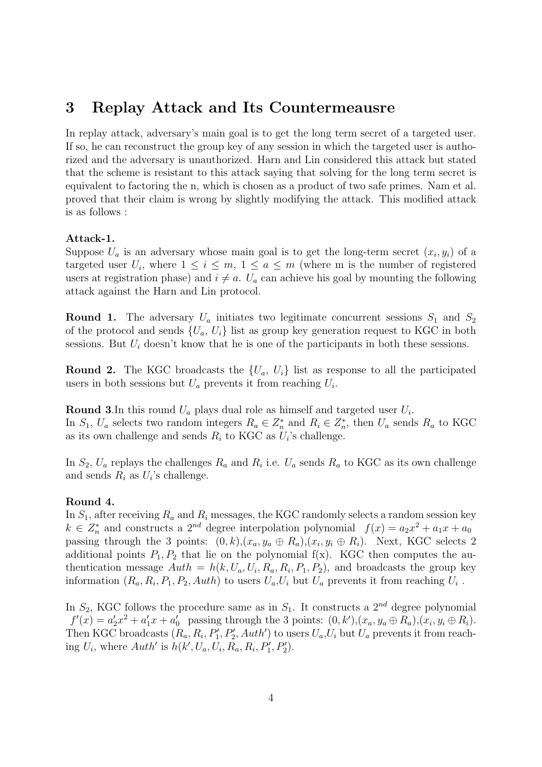## 3 Replay Attack and Its Countermeausre

In replay attack, adversary's main goal is to get the long term secret of a targeted user. If so, he can reconstruct the group key of any session in which the targeted user is authorized and the adversary is unauthorized. Harn and Lin considered this attack but stated that the scheme is resistant to this attack saying that solving for the long term secret is equivalent to factoring the n, which is chosen as a product of two safe primes. Nam et al. proved that their claim is wrong by slightly modifying the attack. This modified attack is as follows :

**Attack-1.**
Suppose $U_a$ is an adversary whose main goal is to get the long-term secret $(x_i, y_i)$ of a targeted user $U_i$, where $1 \leq i \leq m$, $1 \leq a \leq m$ (where m is the number of registered users at registration phase) and $i \neq a$. $U_a$ can achieve his goal by mounting the following attack against the Harn and Lin protocol.

**Round 1.** The adversary $U_a$ initiates two legitimate concurrent sessions $S_1$ and $S_2$ of the protocol and sends $\{U_a, U_i\}$ list as group key generation request to KGC in both sessions. But $U_i$ doesn't know that he is one of the participants in both these sessions.

**Round 2.** The KGC broadcasts the $\{U_a, U_i\}$ list as response to all the participated users in both sessions but $U_a$ prevents it from reaching $U_i$.

**Round 3**.In this round $U_a$ plays dual role as himself and targeted user $U_i$.
In $S_1$, $U_a$ selects two random integers $R_a \in Z_n^*$ and $R_i \in Z_n^*$, then $U_a$ sends $R_a$ to KGC as its own challenge and sends $R_i$ to KGC as $U_i$'s challenge.

In $S_2$, $U_a$ replays the challenges $R_a$ and $R_i$ i.e. $U_a$ sends $R_a$ to KGC as its own challenge and sends $R_i$ as $U_i$'s challenge.

**Round 4.**
In $S_1$, after receiving $R_a$ and $R_i$ messages, the KGC randomly selects a random session key $k \in Z_n^*$ and constructs a $2^{nd}$ degree interpolation polynomial $f(x) = a_2x^2 + a_1x + a_0$ passing through the 3 points: $(0, k)$,$(x_a, y_a \oplus R_a)$,$(x_i, y_i \oplus R_i)$. Next, KGC selects 2 additional points $P_1, P_2$ that lie on the polynomial f(x). KGC then computes the authentication message $Auth = h(k, U_a, U_i, R_a, R_i, P_1, P_2)$, and broadcasts the group key information $(R_a, R_i, P_1, P_2, Auth)$ to users $U_a$,$U_i$ but $U_a$ prevents it from reaching $U_i$ .

In $S_2$, KGC follows the procedure same as in $S_1$. It constructs a $2^{nd}$ degree polynomial $f'(x) = a'_2x^2 + a'_1x + a'_0$ passing through the 3 points: $(0, k')$,$(x_a, y_a \oplus R_a)$,$(x_i, y_i \oplus R_i)$. Then KGC broadcasts $(R_a, R_i, P'_1, P'_2, Auth')$ to users $U_a$,$U_i$ but $U_a$ prevents it from reaching $U_i$, where $Auth'$ is $h(k', U_a, U_i, R_a, R_i, P'_1, P'_2)$.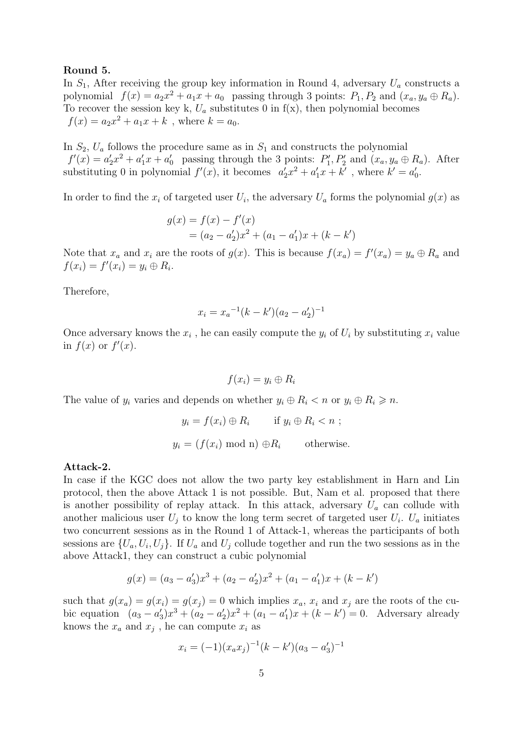**Round 5.**

In $S_1$, After receiving the group key information in Round 4, adversary $U_a$ constructs a polynomial $f(x) = a_2x^2 + a_1x + a_0$ passing through 3 points: $P_1, P_2$ and $(x_a, y_a \oplus R_a)$. To recover the session key k, $U_a$ substitutes 0 in f(x), then polynomial becomes $f(x) = a_2x^2 + a_1x + k$ , where $k = a_0$.

In $S_2$, $U_a$ follows the procedure same as in $S_1$ and constructs the polynomial $f'(x) = a_2'x^2 + a_1'x + a_0'$ passing through the 3 points: $P_1', P_2'$ and $(x_a, y_a \oplus R_a)$. After substituting 0 in polynomial $f'(x)$, it becomes $a_2'x^2 + a_1'x + k'$ , where $k' = a_0'$.

In order to find the $x_i$ of targeted user $U_i$, the adversary $U_a$ forms the polynomial $g(x)$ as

$$
\begin{aligned}
g(x) &= f(x) - f'(x) \\
&= (a_2 - a_2')x^2 + (a_1 - a_1')x + (k - k')
\end{aligned}
$$

Note that $x_a$ and $x_i$ are the roots of $g(x)$. This is because $f(x_a) = f'(x_a) = y_a \oplus R_a$ and $f(x_i) = f'(x_i) = y_i \oplus R_i$.

Therefore,

$$x_i = {x_a}^{-1}(k - k')(a_2 - a_2')^{-1}$$

Once adversary knows the $x_i$ , he can easily compute the $y_i$ of $U_i$ by substituting $x_i$ value in $f(x)$ or $f'(x)$.

$$f(x_i) = y_i \oplus R_i$$

The value of $y_i$ varies and depends on whether $y_i \oplus R_i < n$ or $y_i \oplus R_i \geqslant n$.

$$y_i = f(x_i) \oplus R_i \qquad \text{if } y_i \oplus R_i < n \text{ ;}$$

$$y_i = (f(x_i) \bmod \text{n}) \oplus R_i \qquad \text{otherwise.}$$

**Attack-2.**

In case if the KGC does not allow the two party key establishment in Harn and Lin protocol, then the above Attack 1 is not possible. But, Nam et al. proposed that there is another possibility of replay attack. In this attack, adversary $U_a$ can collude with another malicious user $U_j$ to know the long term secret of targeted user $U_i$. $U_a$ initiates two concurrent sessions as in the Round 1 of Attack-1, whereas the participants of both sessions are $\{U_a, U_i, U_j\}$. If $U_a$ and $U_j$ collude together and run the two sessions as in the above Attack1, they can construct a cubic polynomial

$$g(x) = (a_3 - a_3')x^3 + (a_2 - a_2')x^2 + (a_1 - a_1')x + (k - k')$$

such that $g(x_a) = g(x_i) = g(x_j) = 0$ which implies $x_a$, $x_i$ and $x_j$ are the roots of the cubic equation $(a_3 - a_3')x^3 + (a_2 - a_2')x^2 + (a_1 - a_1')x + (k - k') = 0$. Adversary already knows the $x_a$ and $x_j$ , he can compute $x_i$ as

$$x_i = (-1)(x_a x_j)^{-1}(k - k')(a_3 - a_3')^{-1}$$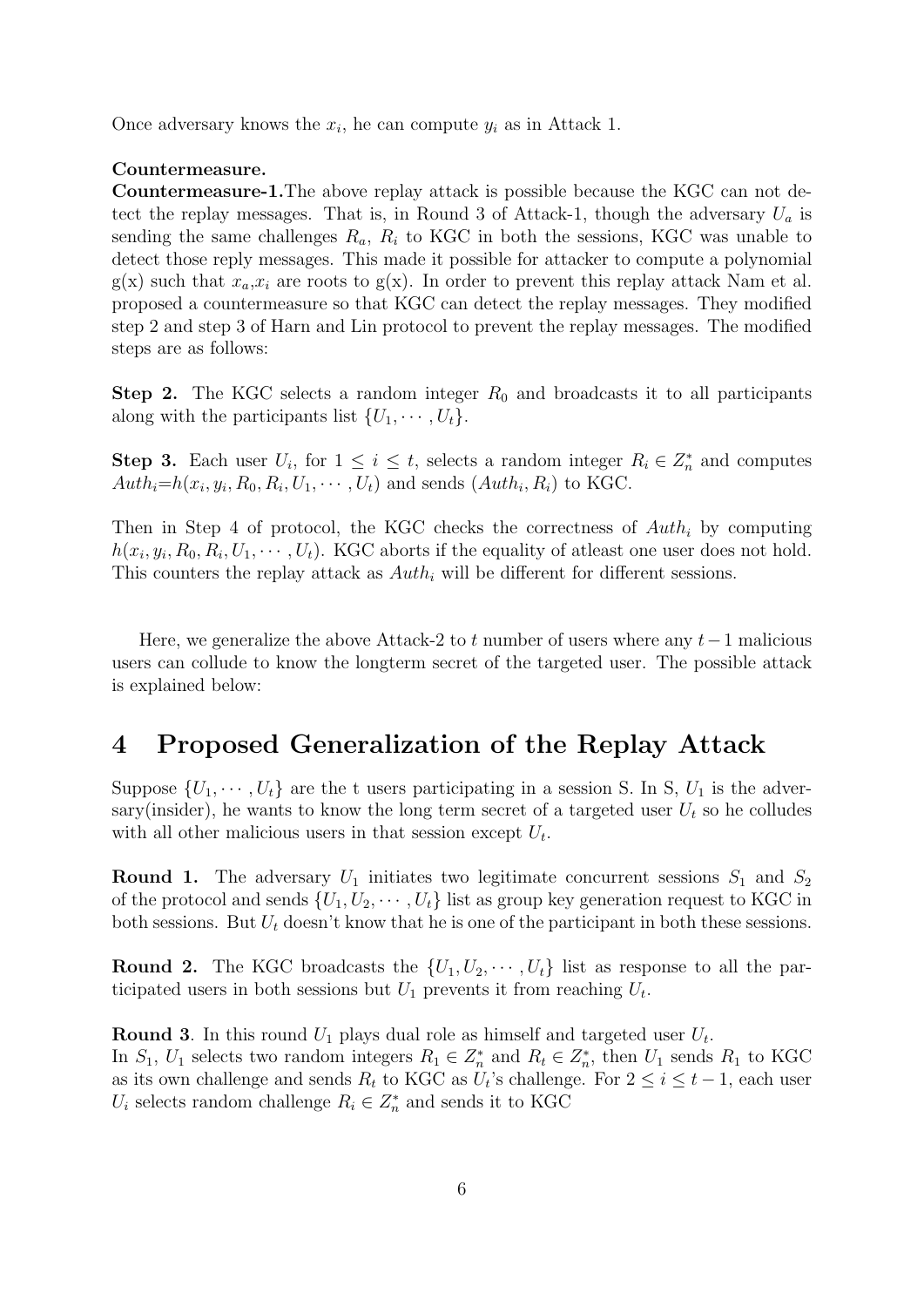Once adversary knows the $x_i$, he can compute $y_i$ as in Attack 1.

**Countermeasure.**

**Countermeasure-1.** The above replay attack is possible because the KGC can not detect the replay messages. That is, in Round 3 of Attack-1, though the adversary $U_a$ is sending the same challenges $R_a$, $R_i$ to KGC in both the sessions, KGC was unable to detect those reply messages. This made it possible for attacker to compute a polynomial g(x) such that $x_a$,$x_i$ are roots to g(x). In order to prevent this replay attack Nam et al. proposed a countermeasure so that KGC can detect the replay messages. They modified step 2 and step 3 of Harn and Lin protocol to prevent the replay messages. The modified steps are as follows:

**Step 2.** The KGC selects a random integer $R_0$ and broadcasts it to all participants along with the participants list $\{U_1, \cdots, U_t\}$.

**Step 3.** Each user $U_i$, for $1 \leq i \leq t$, selects a random integer $R_i \in Z_n^*$ and computes $Auth_i$=$h(x_i, y_i, R_0, R_i, U_1, \cdots, U_t)$ and sends $(Auth_i, R_i)$ to KGC.

Then in Step 4 of protocol, the KGC checks the correctness of $Auth_i$ by computing $h(x_i, y_i, R_0, R_i, U_1, \cdots, U_t)$. KGC aborts if the equality of atleast one user does not hold. This counters the replay attack as $Auth_i$ will be different for different sessions.

Here, we generalize the above Attack-2 to $t$ number of users where any $t-1$ malicious users can collude to know the longterm secret of the targeted user. The possible attack is explained below:

# 4 Proposed Generalization of the Replay Attack

Suppose $\{U_1, \cdots, U_t\}$ are the t users participating in a session S. In S, $U_1$ is the adversary(insider), he wants to know the long term secret of a targeted user $U_t$ so he colludes with all other malicious users in that session except $U_t$.

**Round 1.** The adversary $U_1$ initiates two legitimate concurrent sessions $S_1$ and $S_2$ of the protocol and sends $\{U_1, U_2, \cdots, U_t\}$ list as group key generation request to KGC in both sessions. But $U_t$ doesn't know that he is one of the participant in both these sessions.

**Round 2.** The KGC broadcasts the $\{U_1, U_2, \cdots, U_t\}$ list as response to all the participated users in both sessions but $U_1$ prevents it from reaching $U_t$.

**Round 3**. In this round $U_1$ plays dual role as himself and targeted user $U_t$.
In $S_1$, $U_1$ selects two random integers $R_1 \in Z_n^*$ and $R_t \in Z_n^*$, then $U_1$ sends $R_1$ to KGC as its own challenge and sends $R_t$ to KGC as $U_t$'s challenge. For $2 \leq i \leq t-1$, each user $U_i$ selects random challenge $R_i \in Z_n^*$ and sends it to KGC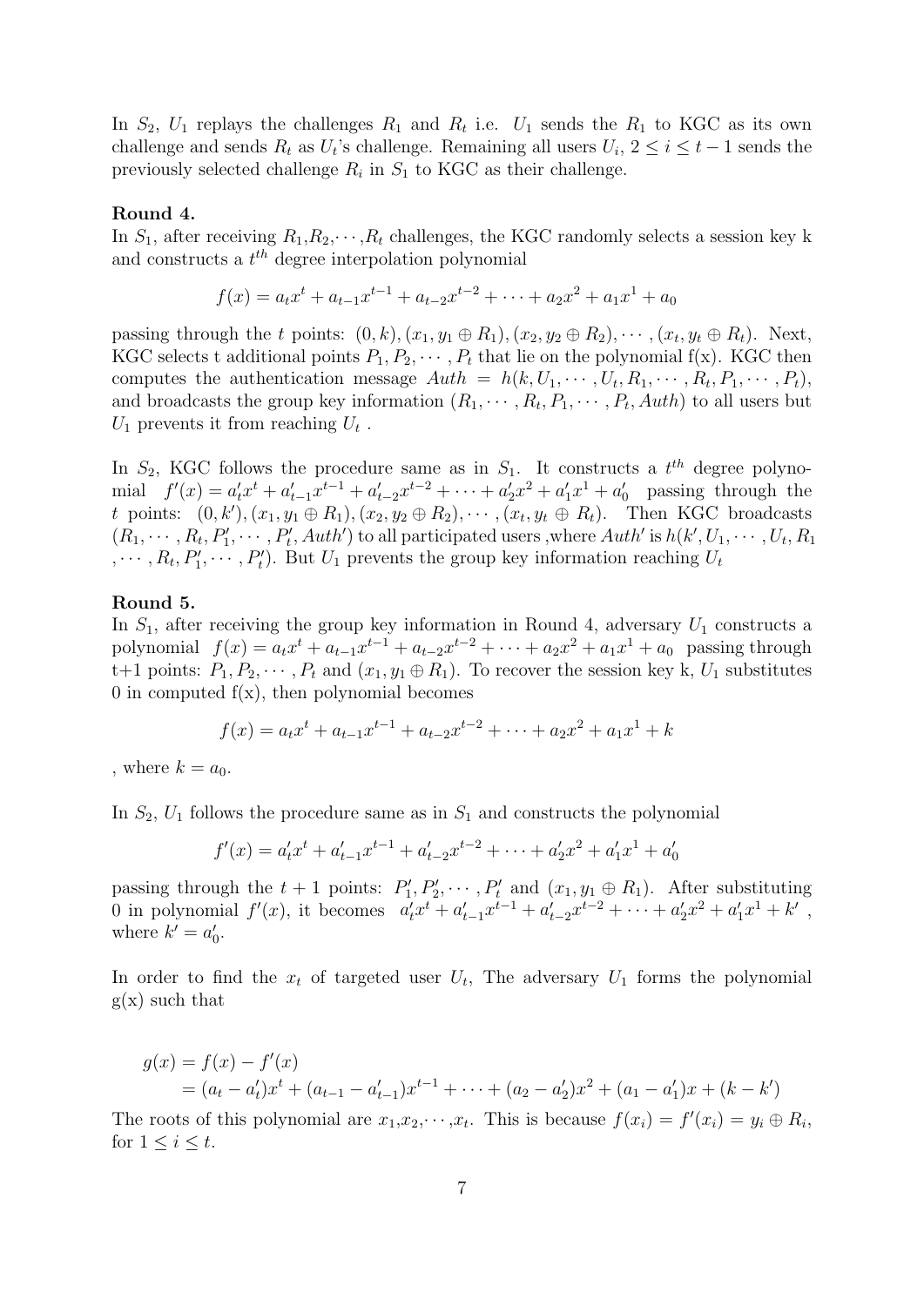In $S_2$, $U_1$ replays the challenges $R_1$ and $R_t$ i.e. $U_1$ sends the $R_1$ to KGC as its own challenge and sends $R_t$ as $U_t$'s challenge. Remaining all users $U_i$, $2 \leq i \leq t-1$ sends the previously selected challenge $R_i$ in $S_1$ to KGC as their challenge.

**Round 4.**

In $S_1$, after receiving $R_1$,$R_2$,$\cdots$,$R_t$ challenges, the KGC randomly selects a session key k and constructs a $t^{th}$ degree interpolation polynomial

$$f(x) = a_t x^t + a_{t-1}x^{t-1} + a_{t-2}x^{t-2} + \cdots + a_2 x^2 + a_1 x^1 + a_0$$

passing through the $t$ points: $(0, k), (x_1, y_1 \oplus R_1), (x_2, y_2 \oplus R_2), \cdots, (x_t, y_t \oplus R_t)$. Next, KGC selects t additional points $P_1, P_2, \cdots, P_t$ that lie on the polynomial f(x). KGC then computes the authentication message $Auth = h(k, U_1, \cdots, U_t, R_1, \cdots, R_t, P_1, \cdots, P_t)$, and broadcasts the group key information $(R_1, \cdots, R_t, P_1, \cdots, P_t, Auth)$ to all users but $U_1$ prevents it from reaching $U_t$ .

In $S_2$, KGC follows the procedure same as in $S_1$. It constructs a $t^{th}$ degree polynomial $f'(x) = a'_t x^t + a'_{t-1}x^{t-1} + a'_{t-2}x^{t-2} + \cdots + a'_2 x^2 + a'_1 x^1 + a'_0$ passing through the $t$ points: $(0, k'), (x_1, y_1 \oplus R_1), (x_2, y_2 \oplus R_2), \cdots, (x_t, y_t \oplus R_t)$. Then KGC broadcasts $(R_1, \cdots, R_t, P'_1, \cdots, P'_t, Auth')$ to all participated users ,where $Auth'$ is $h(k', U_1, \cdots, U_t, R_1, \cdots, R_t, P'_1, \cdots, P'_t)$. But $U_1$ prevents the group key information reaching $U_t$

**Round 5.**

In $S_1$, after receiving the group key information in Round 4, adversary $U_1$ constructs a polynomial $f(x) = a_t x^t + a_{t-1}x^{t-1} + a_{t-2}x^{t-2} + \cdots + a_2 x^2 + a_1 x^1 + a_0$ passing through t+1 points: $P_1, P_2, \cdots, P_t$ and $(x_1, y_1 \oplus R_1)$. To recover the session key k, $U_1$ substitutes 0 in computed f(x), then polynomial becomes

$$f(x) = a_t x^t + a_{t-1}x^{t-1} + a_{t-2}x^{t-2} + \cdots + a_2 x^2 + a_1 x^1 + k$$

, where $k = a_0$.

In $S_2$, $U_1$ follows the procedure same as in $S_1$ and constructs the polynomial

$$f'(x) = a'_t x^t + a'_{t-1}x^{t-1} + a'_{t-2}x^{t-2} + \cdots + a'_2 x^2 + a'_1 x^1 + a'_0$$

passing through the $t+1$ points: $P'_1, P'_2, \cdots, P'_t$ and $(x_1, y_1 \oplus R_1)$. After substituting 0 in polynomial $f'(x)$, it becomes $a'_t x^t + a'_{t-1}x^{t-1} + a'_{t-2}x^{t-2} + \cdots + a'_2 x^2 + a'_1 x^1 + k'$ , where $k' = a'_0$.

In order to find the $x_t$ of targeted user $U_t$, The adversary $U_1$ forms the polynomial g(x) such that

$$\begin{aligned} g(x) &= f(x) - f'(x) \\ &= (a_t - a'_t)x^t + (a_{t-1} - a'_{t-1})x^{t-1} + \cdots + (a_2 - a'_2)x^2 + (a_1 - a'_1)x + (k - k') \end{aligned}$$

The roots of this polynomial are $x_1$,$x_2$,$\cdots$,$x_t$. This is because $f(x_i) = f'(x_i) = y_i \oplus R_i$, for $1 \leq i \leq t$.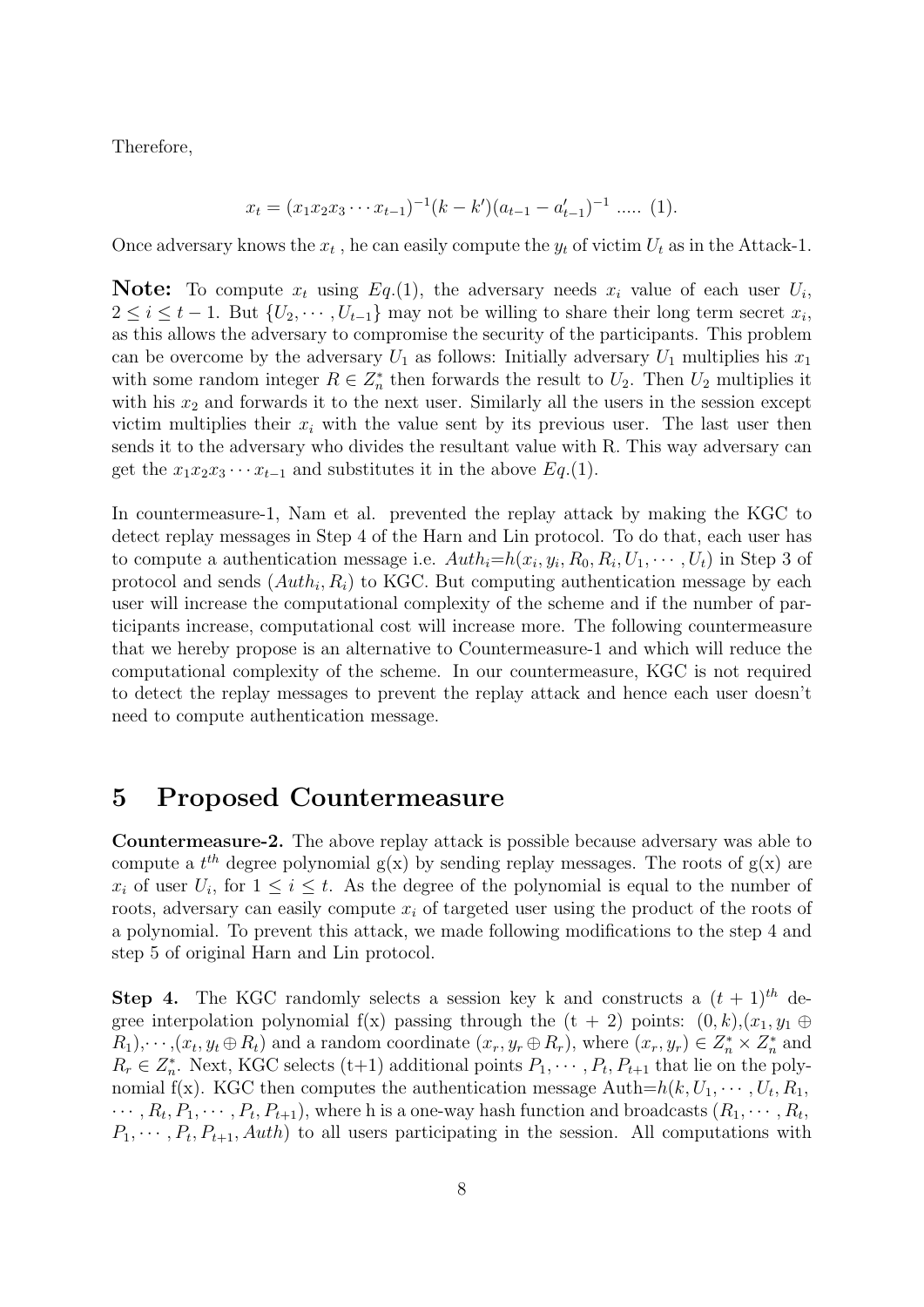Therefore,

$$x_t = (x_1 x_2 x_3 \cdots x_{t-1})^{-1}(k - k')(a_{t-1} - a'_{t-1})^{-1} \text{ ..... (1).}$$

Once adversary knows the $x_t$ , he can easily compute the $y_t$ of victim $U_t$ as in the Attack-1.

**Note:** To compute $x_t$ using $Eq.(1)$, the adversary needs $x_i$ value of each user $U_i$, $2 \leq i \leq t-1$. But $\{U_2, \cdots, U_{t-1}\}$ may not be willing to share their long term secret $x_i$, as this allows the adversary to compromise the security of the participants. This problem can be overcome by the adversary $U_1$ as follows: Initially adversary $U_1$ multiplies his $x_1$ with some random integer $R \in Z_n^*$ then forwards the result to $U_2$. Then $U_2$ multiplies it with his $x_2$ and forwards it to the next user. Similarly all the users in the session except victim multiplies their $x_i$ with the value sent by its previous user. The last user then sends it to the adversary who divides the resultant value with R. This way adversary can get the $x_1 x_2 x_3 \cdots x_{t-1}$ and substitutes it in the above $Eq.(1)$.

In countermeasure-1, Nam et al. prevented the replay attack by making the KGC to detect replay messages in Step 4 of the Harn and Lin protocol. To do that, each user has to compute a authentication message i.e. $Auth_i$=$h(x_i, y_i, R_0, R_i, U_1, \cdots, U_t)$ in Step 3 of protocol and sends $(Auth_i, R_i)$ to KGC. But computing authentication message by each user will increase the computational complexity of the scheme and if the number of participants increase, computational cost will increase more. The following countermeasure that we hereby propose is an alternative to Countermeasure-1 and which will reduce the computational complexity of the scheme. In our countermeasure, KGC is not required to detect the replay messages to prevent the replay attack and hence each user doesn't need to compute authentication message.

## 5 Proposed Countermeasure

**Countermeasure-2.** The above replay attack is possible because adversary was able to compute a $t^{th}$ degree polynomial g(x) by sending replay messages. The roots of g(x) are $x_i$ of user $U_i$, for $1 \leq i \leq t$. As the degree of the polynomial is equal to the number of roots, adversary can easily compute $x_i$ of targeted user using the product of the roots of a polynomial. To prevent this attack, we made following modifications to the step 4 and step 5 of original Harn and Lin protocol.

**Step 4.** The KGC randomly selects a session key k and constructs a $(t+1)^{th}$ degree interpolation polynomial f(x) passing through the (t + 2) points: $(0, k)$,$(x_1, y_1 \oplus R_1)$,$\cdots$,$(x_t, y_t \oplus R_t)$ and a random coordinate $(x_r, y_r \oplus R_r)$, where $(x_r, y_r) \in Z_n^* \times Z_n^*$ and $R_r \in Z_n^*$. Next, KGC selects (t+1) additional points $P_1, \cdots, P_t, P_{t+1}$ that lie on the polynomial f(x). KGC then computes the authentication message Auth=$h(k, U_1, \cdots, U_t, R_1, \cdots, R_t, P_1, \cdots, P_t, P_{t+1})$, where h is a one-way hash function and broadcasts $(R_1, \cdots, R_t, P_1, \cdots, P_t, P_{t+1}, Auth)$ to all users participating in the session. All computations with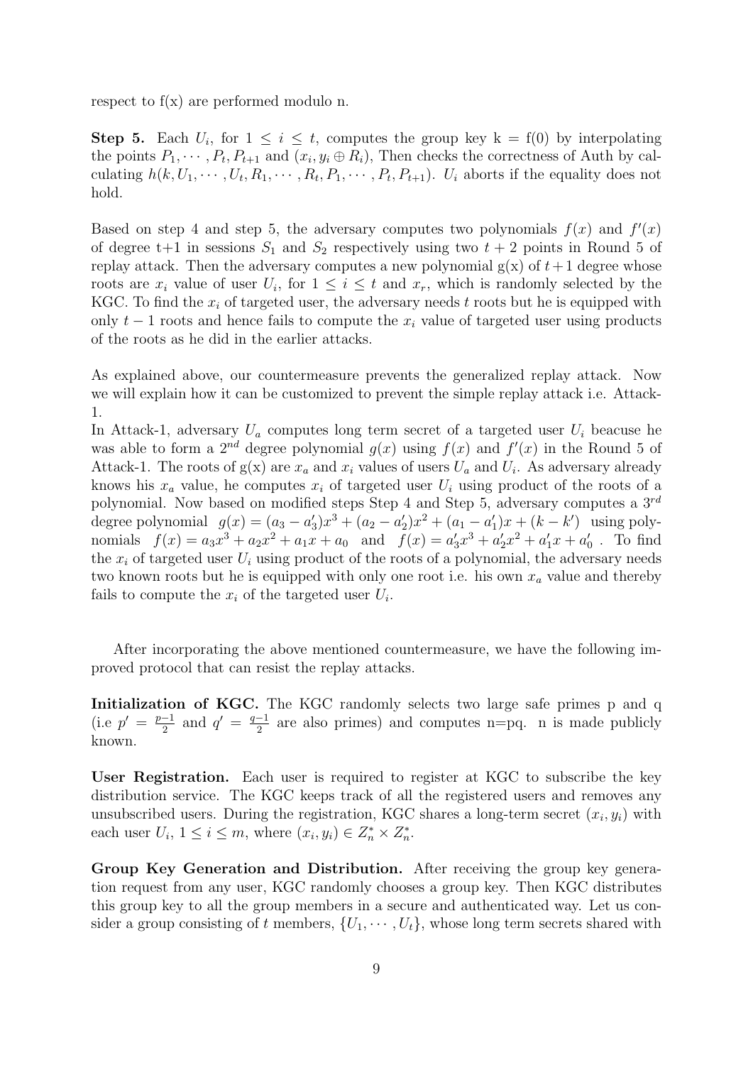respect to f(x) are performed modulo n.

**Step 5.** Each $U_i$, for $1 \leq i \leq t$, computes the group key k = f(0) by interpolating the points $P_1, \cdots, P_t, P_{t+1}$ and $(x_i, y_i \oplus R_i)$, Then checks the correctness of Auth by calculating $h(k, U_1, \cdots, U_t, R_1, \cdots, R_t, P_1, \cdots, P_t, P_{t+1})$. $U_i$ aborts if the equality does not hold.

Based on step 4 and step 5, the adversary computes two polynomials $f(x)$ and $f'(x)$ of degree t+1 in sessions $S_1$ and $S_2$ respectively using two $t+2$ points in Round 5 of replay attack. Then the adversary computes a new polynomial g(x) of $t+1$ degree whose roots are $x_i$ value of user $U_i$, for $1 \leq i \leq t$ and $x_r$, which is randomly selected by the KGC. To find the $x_i$ of targeted user, the adversary needs $t$ roots but he is equipped with only $t-1$ roots and hence fails to compute the $x_i$ value of targeted user using products of the roots as he did in the earlier attacks.

As explained above, our countermeasure prevents the generalized replay attack. Now we will explain how it can be customized to prevent the simple replay attack i.e. Attack-1.

In Attack-1, adversary $U_a$ computes long term secret of a targeted user $U_i$ beacuse he was able to form a $2^{nd}$ degree polynomial $g(x)$ using $f(x)$ and $f'(x)$ in the Round 5 of Attack-1. The roots of g(x) are $x_a$ and $x_i$ values of users $U_a$ and $U_i$. As adversary already knows his $x_a$ value, he computes $x_i$ of targeted user $U_i$ using product of the roots of a polynomial. Now based on modified steps Step 4 and Step 5, adversary computes a $3^{rd}$ degree polynomial $g(x) = (a_3 - a'_3)x^3 + (a_2 - a'_2)x^2 + (a_1 - a'_1)x + (k - k')$ using polynomials $f(x) = a_3x^3 + a_2x^2 + a_1x + a_0$ and $f(x) = a'_3x^3 + a'_2x^2 + a'_1x + a'_0$ . To find the $x_i$ of targeted user $U_i$ using product of the roots of a polynomial, the adversary needs two known roots but he is equipped with only one root i.e. his own $x_a$ value and thereby fails to compute the $x_i$ of the targeted user $U_i$.

After incorporating the above mentioned countermeasure, we have the following improved protocol that can resist the replay attacks.

**Initialization of KGC.** The KGC randomly selects two large safe primes p and q (i.e $p' = \frac{p-1}{2}$ and $q' = \frac{q-1}{2}$ are also primes) and computes n=pq. n is made publicly known.

**User Registration.** Each user is required to register at KGC to subscribe the key distribution service. The KGC keeps track of all the registered users and removes any unsubscribed users. During the registration, KGC shares a long-term secret $(x_i, y_i)$ with each user $U_i$, $1 \leq i \leq m$, where $(x_i, y_i) \in Z_n^* \times Z_n^*$.

**Group Key Generation and Distribution.** After receiving the group key generation request from any user, KGC randomly chooses a group key. Then KGC distributes this group key to all the group members in a secure and authenticated way. Let us consider a group consisting of $t$ members, $\{U_1, \cdots, U_t\}$, whose long term secrets shared with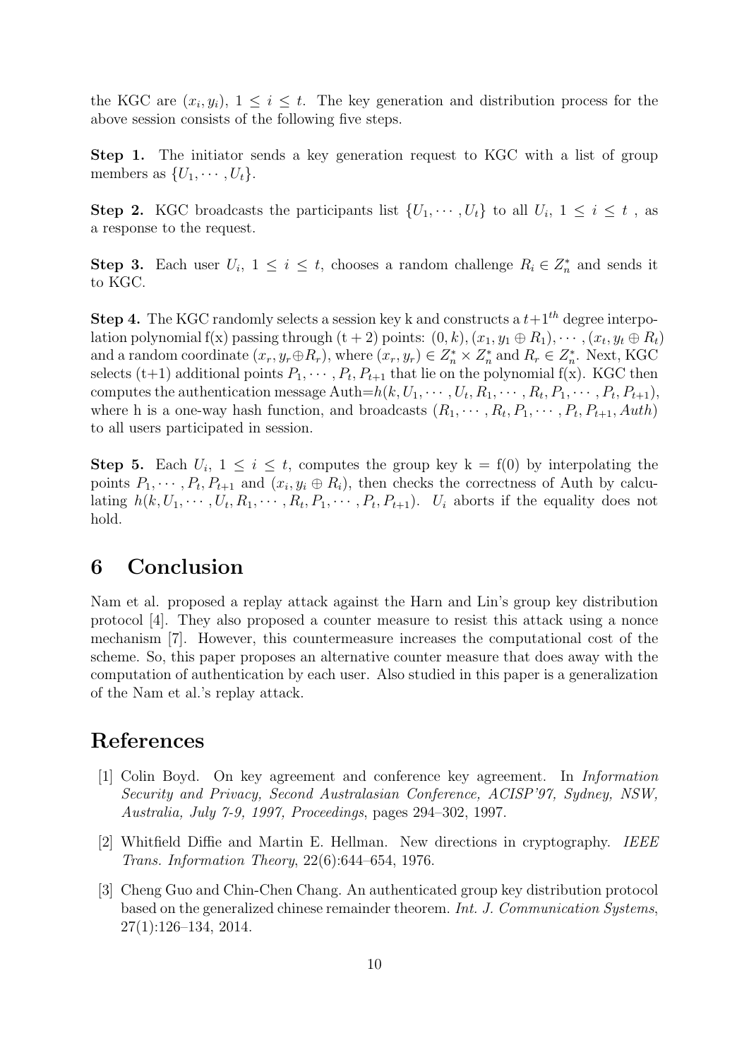the KGC are $(x_i, y_i)$, $1 \leq i \leq t$. The key generation and distribution process for the above session consists of the following five steps.

**Step 1.** The initiator sends a key generation request to KGC with a list of group members as $\{U_1, \cdots, U_t\}$.

**Step 2.** KGC broadcasts the participants list $\{U_1, \cdots, U_t\}$ to all $U_i$, $1 \leq i \leq t$ , as a response to the request.

**Step 3.** Each user $U_i$, $1 \leq i \leq t$, chooses a random challenge $R_i \in Z_n^*$ and sends it to KGC.

**Step 4.** The KGC randomly selects a session key k and constructs a $t+1^{th}$ degree interpolation polynomial f(x) passing through (t + 2) points: $(0, k), (x_1, y_1 \oplus R_1), \cdots, (x_t, y_t \oplus R_t)$ and a random coordinate $(x_r, y_r \oplus R_r)$, where $(x_r, y_r) \in Z_n^* \times Z_n^*$ and $R_r \in Z_n^*$. Next, KGC selects (t+1) additional points $P_1, \cdots, P_t, P_{t+1}$ that lie on the polynomial f(x). KGC then computes the authentication message Auth=$h(k, U_1, \cdots, U_t, R_1, \cdots, R_t, P_1, \cdots, P_t, P_{t+1})$, where h is a one-way hash function, and broadcasts $(R_1, \cdots, R_t, P_1, \cdots, P_t, P_{t+1}, Auth)$ to all users participated in session.

**Step 5.** Each $U_i$, $1 \leq i \leq t$, computes the group key k = f(0) by interpolating the points $P_1, \cdots, P_t, P_{t+1}$ and $(x_i, y_i \oplus R_i)$, then checks the correctness of Auth by calculating $h(k, U_1, \cdots, U_t, R_1, \cdots, R_t, P_1, \cdots, P_t, P_{t+1})$. $U_i$ aborts if the equality does not hold.

# 6 Conclusion

Nam et al. proposed a replay attack against the Harn and Lin's group key distribution protocol [4]. They also proposed a counter measure to resist this attack using a nonce mechanism [7]. However, this countermeasure increases the computational cost of the scheme. So, this paper proposes an alternative counter measure that does away with the computation of authentication by each user. Also studied in this paper is a generalization of the Nam et al.'s replay attack.

# References

[1] Colin Boyd. On key agreement and conference key agreement. In *Information Security and Privacy, Second Australasian Conference, ACISP'97, Sydney, NSW, Australia, July 7-9, 1997, Proceedings*, pages 294–302, 1997.

[2] Whitfield Diffie and Martin E. Hellman. New directions in cryptography. *IEEE Trans. Information Theory*, 22(6):644–654, 1976.

[3] Cheng Guo and Chin-Chen Chang. An authenticated group key distribution protocol based on the generalized chinese remainder theorem. *Int. J. Communication Systems*, 27(1):126–134, 2014.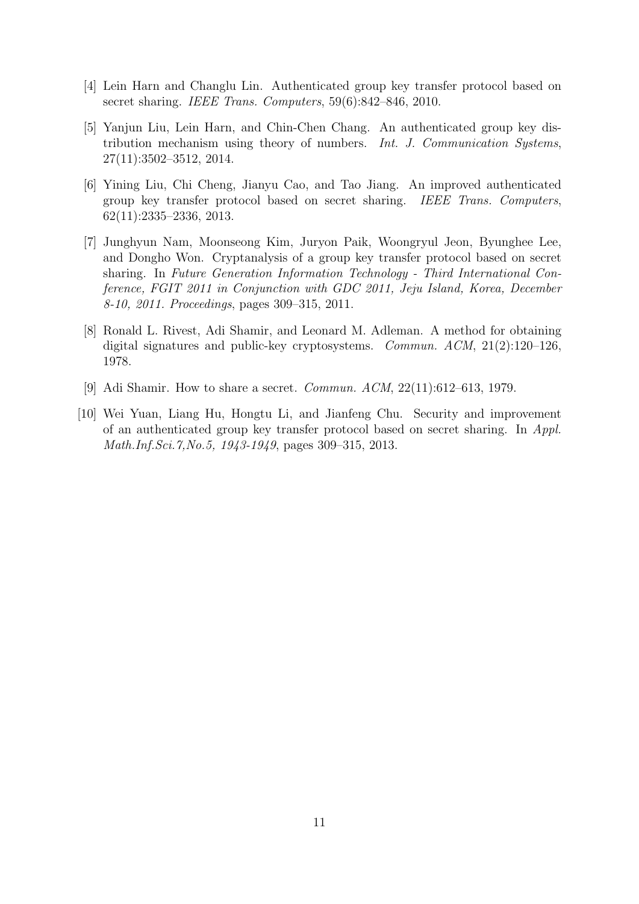[4] Lein Harn and Changlu Lin. Authenticated group key transfer protocol based on secret sharing. *IEEE Trans. Computers*, 59(6):842–846, 2010.

[5] Yanjun Liu, Lein Harn, and Chin-Chen Chang. An authenticated group key distribution mechanism using theory of numbers. *Int. J. Communication Systems*, 27(11):3502–3512, 2014.

[6] Yining Liu, Chi Cheng, Jianyu Cao, and Tao Jiang. An improved authenticated group key transfer protocol based on secret sharing. *IEEE Trans. Computers*, 62(11):2335–2336, 2013.

[7] Junghyun Nam, Moonseong Kim, Juryon Paik, Woongryul Jeon, Byunghee Lee, and Dongho Won. Cryptanalysis of a group key transfer protocol based on secret sharing. In *Future Generation Information Technology - Third International Conference, FGIT 2011 in Conjunction with GDC 2011, Jeju Island, Korea, December 8-10, 2011. Proceedings*, pages 309–315, 2011.

[8] Ronald L. Rivest, Adi Shamir, and Leonard M. Adleman. A method for obtaining digital signatures and public-key cryptosystems. *Commun. ACM*, 21(2):120–126, 1978.

[9] Adi Shamir. How to share a secret. *Commun. ACM*, 22(11):612–613, 1979.

[10] Wei Yuan, Liang Hu, Hongtu Li, and Jianfeng Chu. Security and improvement of an authenticated group key transfer protocol based on secret sharing. In *Appl. Math.Inf.Sci.7,No.5, 1943-1949*, pages 309–315, 2013.